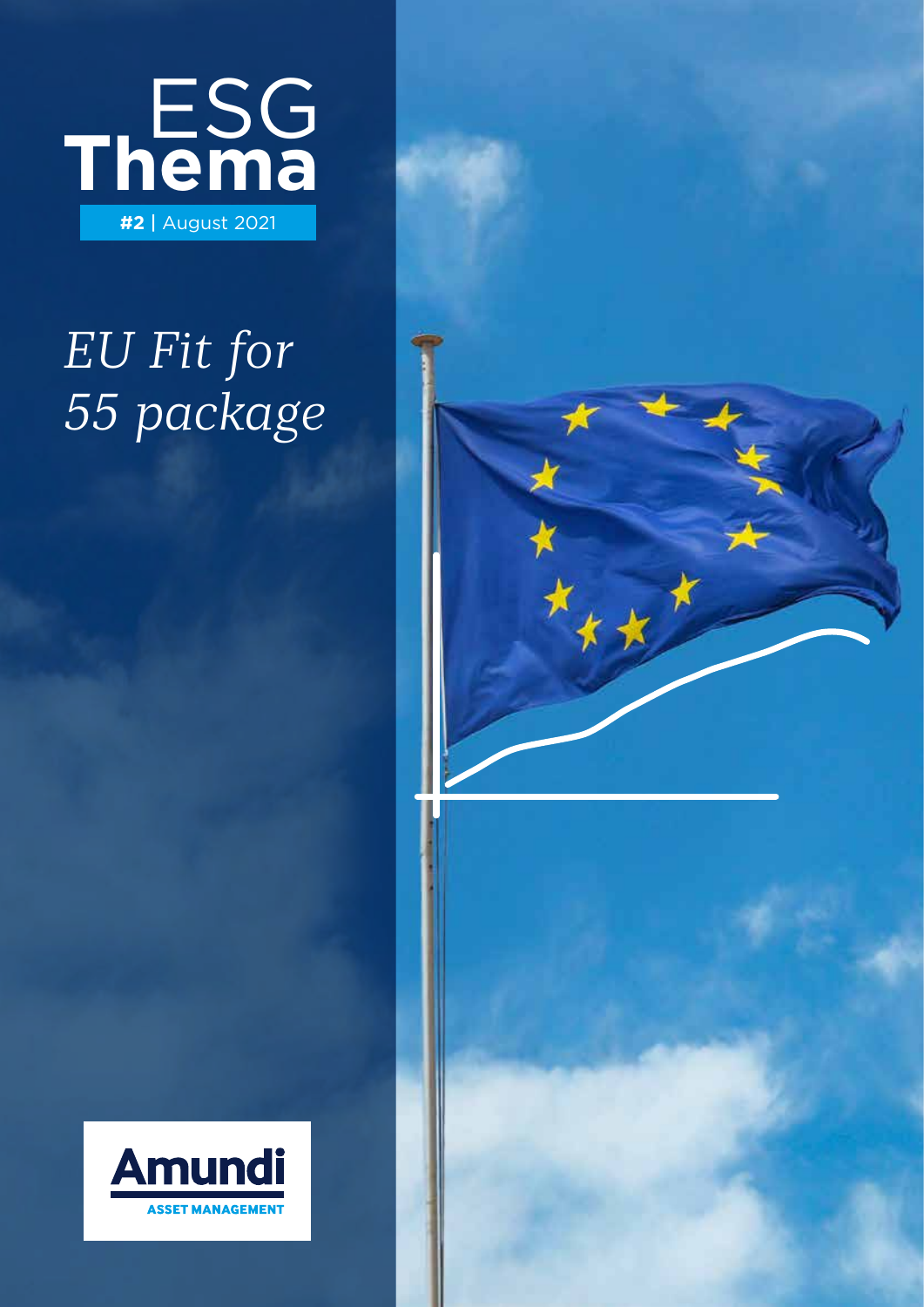# ESG Thema

**#2** | August 2021

## *EU Fit for 55 package*

Amundi ASSET MANAGEMENT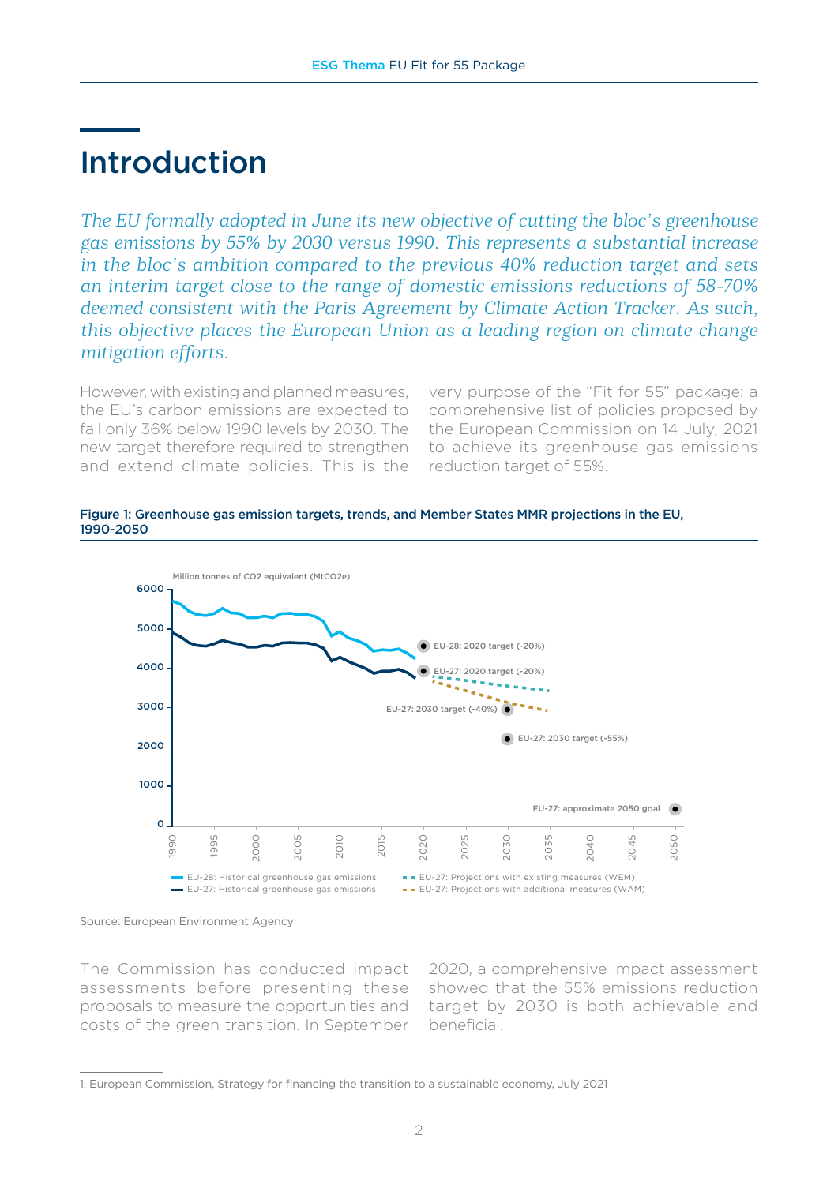# Introduction

*The EU formally adopted in June its new objective of cutting the bloc's greenhouse gas emissions by 55% by 2030 versus 1990. This represents a substantial increase in the bloc's ambition compared to the previous 40% reduction target and sets an interim target close to the range of domestic emissions reductions of 58-70% deemed consistent with the Paris Agreement by Climate Action Tracker. As such, this objective places the European Union as a leading region on climate change mitigation efforts.*

However, with existing and planned measures, the EU's carbon emissions are expected to fall only 36% below 1990 levels by 2030. The new target therefore required to strengthen and extend climate policies. This is the very purpose of the "Fit for 55" package: a comprehensive list of policies proposed by the European Commission on 14 July, 2021 to achieve its greenhouse gas emissions reduction target of 55%.

**Figure 1: Greenhouse gas emission targets, trends, and Member States MMR projections in the EU, 1990-2050**

Source: European Environment Agency

The Commission has conducted impact assessments before presenting these proposals to measure the opportunities and costs of the green transition. In September 2020, a comprehensive impact assessment showed that the 55% emissions reduction target by 2030 is both achievable and beneficial.

1. European Commission, Strategy for financing the transition to a sustainable economy, July 2021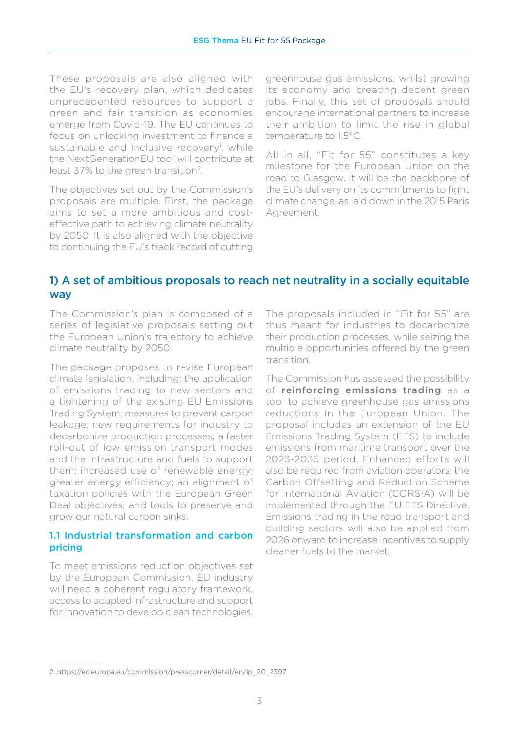These proposals are also aligned with the EU's recovery plan, which dedicates unprecedented resources to support a green and fair transition as economies emerge from Covid-19. The EU continues to focus on unlocking investment to finance a sustainable and inclusive recovery[1], while the NextGenerationEU tool will contribute at least 37% to the green transition[2].

The objectives set out by the Commission's proposals are multiple. First, the package aims to set a more ambitious and cost-effective path to achieving climate neutrality by 2050. It is also aligned with the objective to continuing the EU's track record of cutting greenhouse gas emissions, whilst growing its economy and creating decent green jobs. Finally, this set of proposals should encourage international partners to increase their ambition to limit the rise in global temperature to 1.5°C.

All in all, "Fit for 55" constitutes a key milestone for the European Union on the road to Glasgow. It will be the backbone of the EU's delivery on its commitments to fight climate change, as laid down in the 2015 Paris Agreement.

## 1) A set of ambitious proposals to reach net neutrality in a socially equitable way

The Commission's plan is composed of a series of legislative proposals setting out the European Union's trajectory to achieve climate neutrality by 2050.

The package proposes to revise European climate legislation, including: the application of emissions trading to new sectors and a tightening of the existing EU Emissions Trading System; measures to prevent carbon leakage; new requirements for industry to decarbonize production processes; a faster roll-out of low emission transport modes and the infrastructure and fuels to support them; increased use of renewable energy; greater energy efficiency; an alignment of taxation policies with the European Green Deal objectives; and tools to preserve and grow our natural carbon sinks.

### 1.1 Industrial transformation and carbon pricing

To meet emissions reduction objectives set by the European Commission, EU industry will need a coherent regulatory framework, access to adapted infrastructure and support for innovation to develop clean technologies. The proposals included in "Fit for 55" are thus meant for industries to decarbonize their production processes, while seizing the multiple opportunities offered by the green transition.

The Commission has assessed the possibility of **reinforcing emissions trading** as a tool to achieve greenhouse gas emissions reductions in the European Union. The proposal includes an extension of the EU Emissions Trading System (ETS) to include emissions from maritime transport over the 2023-2035 period. Enhanced efforts will also be required from aviation operators: the Carbon Offsetting and Reduction Scheme for International Aviation (CORSIA) will be implemented through the EU ETS Directive. Emissions trading in the road transport and building sectors will also be applied from 2026 onward to increase incentives to supply cleaner fuels to the market.

---

2. https://ec.europa.eu/commission/presscorner/detail/en/ip_20_2397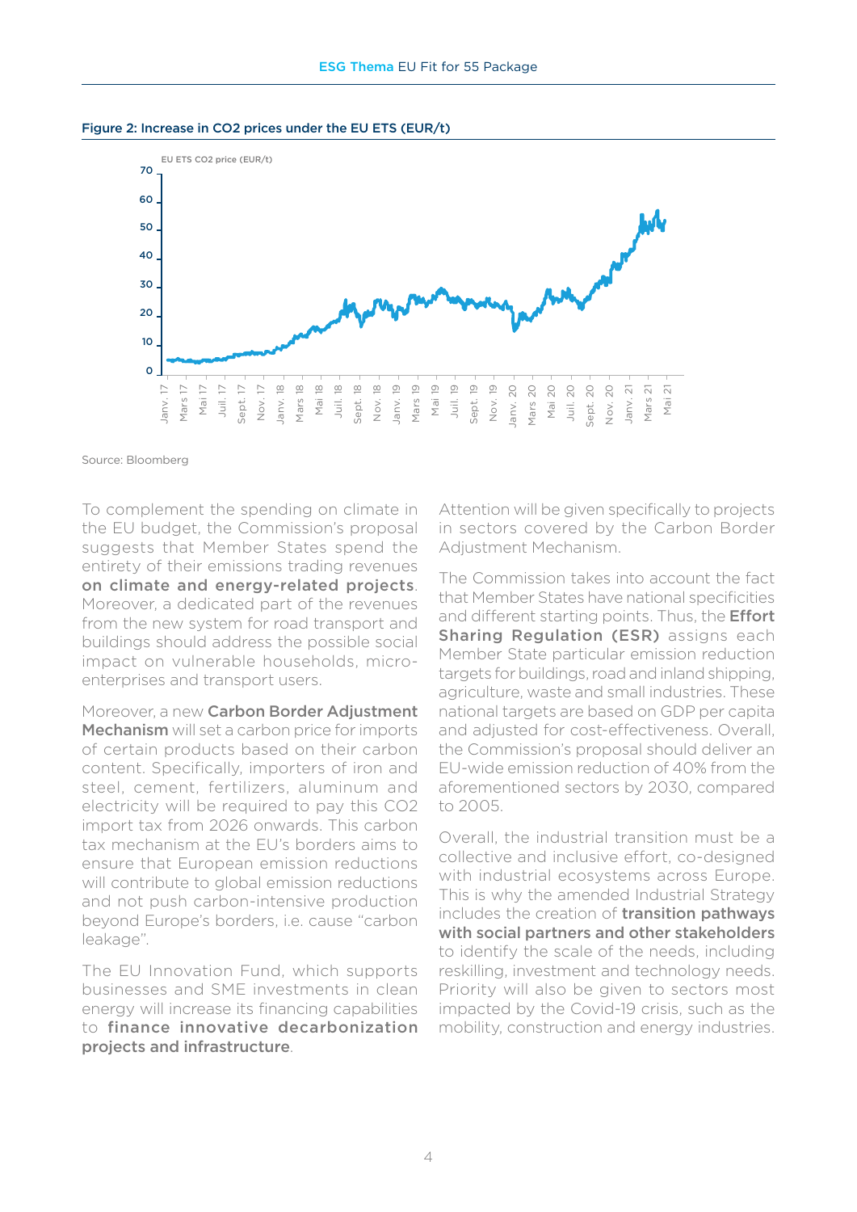**Figure 2: Increase in CO2 prices under the EU ETS (EUR/t)**

Source: Bloomberg

To complement the spending on climate in the EU budget, the Commission's proposal suggests that Member States spend the entirety of their emissions trading revenues **on climate and energy-related projects**. Moreover, a dedicated part of the revenues from the new system for road transport and buildings should address the possible social impact on vulnerable households, micro-enterprises and transport users.

Moreover, a new **Carbon Border Adjustment Mechanism** will set a carbon price for imports of certain products based on their carbon content. Specifically, importers of iron and steel, cement, fertilizers, aluminum and electricity will be required to pay this CO2 import tax from 2026 onwards. This carbon tax mechanism at the EU's borders aims to ensure that European emission reductions will contribute to global emission reductions and not push carbon-intensive production beyond Europe's borders, i.e. cause "carbon leakage".

The EU Innovation Fund, which supports businesses and SME investments in clean energy will increase its financing capabilities to **finance innovative decarbonization projects and infrastructure**. Attention will be given specifically to projects in sectors covered by the Carbon Border Adjustment Mechanism.

The Commission takes into account the fact that Member States have national specificities and different starting points. Thus, the **Effort Sharing Regulation (ESR)** assigns each Member State particular emission reduction targets for buildings, road and inland shipping, agriculture, waste and small industries. These national targets are based on GDP per capita and adjusted for cost-effectiveness. Overall, the Commission's proposal should deliver an EU-wide emission reduction of 40% from the aforementioned sectors by 2030, compared to 2005.

Overall, the industrial transition must be a collective and inclusive effort, co-designed with industrial ecosystems across Europe. This is why the amended Industrial Strategy includes the creation of **transition pathways with social partners and other stakeholders** to identify the scale of the needs, including reskilling, investment and technology needs. Priority will also be given to sectors most impacted by the Covid-19 crisis, such as the mobility, construction and energy industries.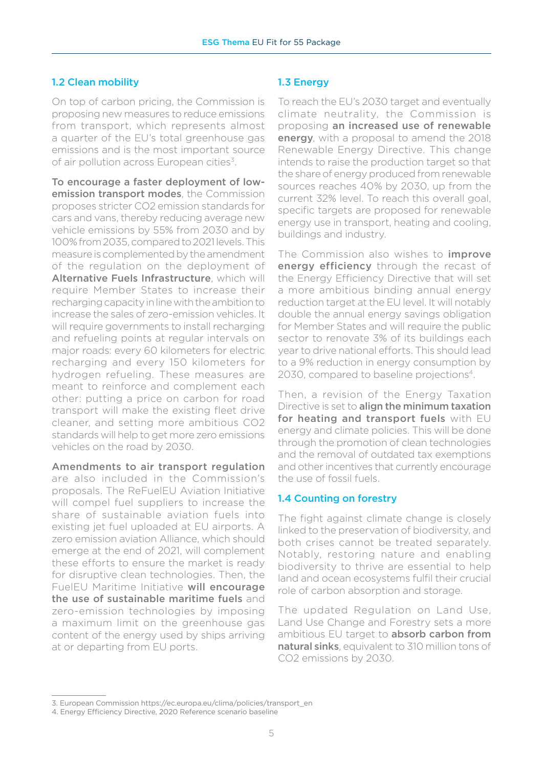## 1.2 Clean mobility

On top of carbon pricing, the Commission is proposing new measures to reduce emissions from transport, which represents almost a quarter of the EU's total greenhouse gas emissions and is the most important source of air pollution across European cities[3].

**To encourage a faster deployment of low-emission transport modes**, the Commission proposes stricter CO2 emission standards for cars and vans, thereby reducing average new vehicle emissions by 55% from 2030 and by 100% from 2035, compared to 2021 levels. This measure is complemented by the amendment of the regulation on the deployment of **Alternative Fuels Infrastructure**, which will require Member States to increase their recharging capacity in line with the ambition to increase the sales of zero-emission vehicles. It will require governments to install recharging and refueling points at regular intervals on major roads: every 60 kilometers for electric recharging and every 150 kilometers for hydrogen refueling. These measures are meant to reinforce and complement each other: putting a price on carbon for road transport will make the existing fleet drive cleaner, and setting more ambitious CO2 standards will help to get more zero emissions vehicles on the road by 2030.

**Amendments to air transport regulation** are also included in the Commission's proposals. The ReFuelEU Aviation Initiative will compel fuel suppliers to increase the share of sustainable aviation fuels into existing jet fuel uploaded at EU airports. A zero emission aviation Alliance, which should emerge at the end of 2021, will complement these efforts to ensure the market is ready for disruptive clean technologies. Then, the FuelEU Maritime Initiative **will encourage the use of sustainable maritime fuels** and zero-emission technologies by imposing a maximum limit on the greenhouse gas content of the energy used by ships arriving at or departing from EU ports.

## 1.3 Energy

To reach the EU's 2030 target and eventually climate neutrality, the Commission is proposing **an increased use of renewable energy**, with a proposal to amend the 2018 Renewable Energy Directive. This change intends to raise the production target so that the share of energy produced from renewable sources reaches 40% by 2030, up from the current 32% level. To reach this overall goal, specific targets are proposed for renewable energy use in transport, heating and cooling, buildings and industry.

The Commission also wishes to **improve energy efficiency** through the recast of the Energy Efficiency Directive that will set a more ambitious binding annual energy reduction target at the EU level. It will notably double the annual energy savings obligation for Member States and will require the public sector to renovate 3% of its buildings each year to drive national efforts. This should lead to a 9% reduction in energy consumption by 2030, compared to baseline projections[4].

Then, a revision of the Energy Taxation Directive is set to **align the minimum taxation for heating and transport fuels** with EU energy and climate policies. This will be done through the promotion of clean technologies and the removal of outdated tax exemptions and other incentives that currently encourage the use of fossil fuels.

## 1.4 Counting on forestry

The fight against climate change is closely linked to the preservation of biodiversity, and both crises cannot be treated separately. Notably, restoring nature and enabling biodiversity to thrive are essential to help land and ocean ecosystems fulfil their crucial role of carbon absorption and storage.

The updated Regulation on Land Use, Land Use Change and Forestry sets a more ambitious EU target to **absorb carbon from natural sinks**, equivalent to 310 million tons of CO2 emissions by 2030.

---

3. European Commission https://ec.europa.eu/clima/policies/transport_en
4. Energy Efficiency Directive, 2020 Reference scenario baseline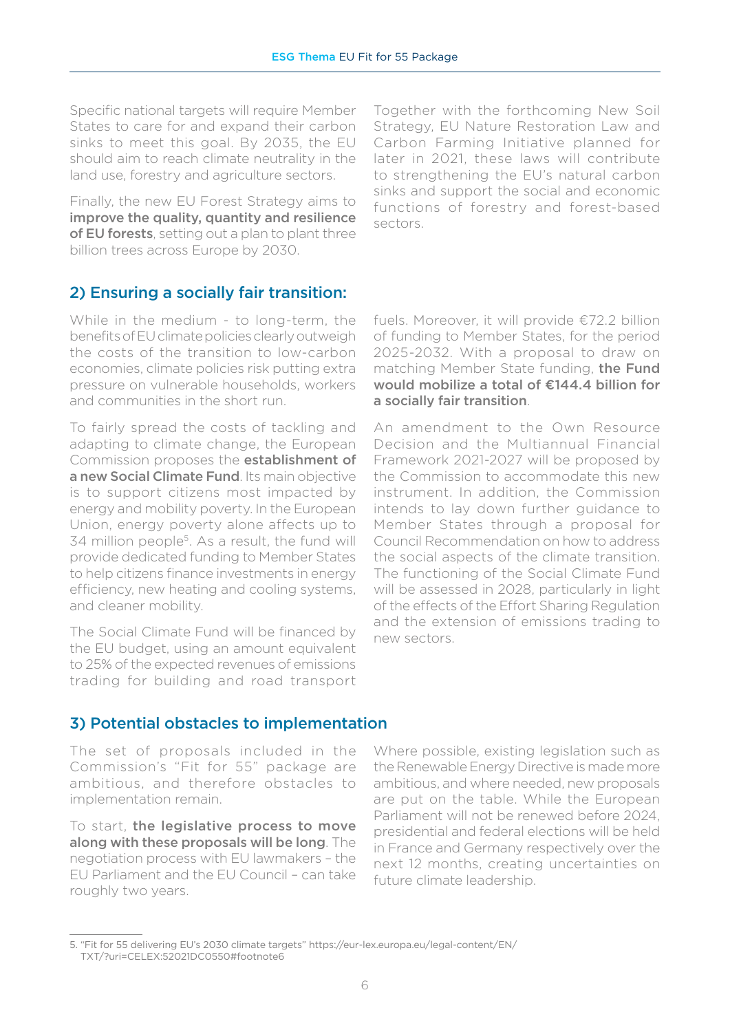Specific national targets will require Member States to care for and expand their carbon sinks to meet this goal. By 2035, the EU should aim to reach climate neutrality in the land use, forestry and agriculture sectors.

Finally, the new EU Forest Strategy aims to **improve the quality, quantity and resilience of EU forests**, setting out a plan to plant three billion trees across Europe by 2030.

Together with the forthcoming New Soil Strategy, EU Nature Restoration Law and Carbon Farming Initiative planned for later in 2021, these laws will contribute to strengthening the EU's natural carbon sinks and support the social and economic functions of forestry and forest-based sectors.

## 2) Ensuring a socially fair transition:

While in the medium - to long-term, the benefits of EU climate policies clearly outweigh the costs of the transition to low-carbon economies, climate policies risk putting extra pressure on vulnerable households, workers and communities in the short run.

To fairly spread the costs of tackling and adapting to climate change, the European Commission proposes the **establishment of a new Social Climate Fund**. Its main objective is to support citizens most impacted by energy and mobility poverty. In the European Union, energy poverty alone affects up to 34 million people[5]. As a result, the fund will provide dedicated funding to Member States to help citizens finance investments in energy efficiency, new heating and cooling systems, and cleaner mobility.

The Social Climate Fund will be financed by the EU budget, using an amount equivalent to 25% of the expected revenues of emissions trading for building and road transport fuels. Moreover, it will provide €72.2 billion of funding to Member States, for the period 2025-2032. With a proposal to draw on matching Member State funding, **the Fund would mobilize a total of €144.4 billion for a socially fair transition**.

An amendment to the Own Resource Decision and the Multiannual Financial Framework 2021-2027 will be proposed by the Commission to accommodate this new instrument. In addition, the Commission intends to lay down further guidance to Member States through a proposal for Council Recommendation on how to address the social aspects of the climate transition. The functioning of the Social Climate Fund will be assessed in 2028, particularly in light of the effects of the Effort Sharing Regulation and the extension of emissions trading to new sectors.

## 3) Potential obstacles to implementation

The set of proposals included in the Commission's "Fit for 55" package are ambitious, and therefore obstacles to implementation remain.

To start, **the legislative process to move along with these proposals will be long**. The negotiation process with EU lawmakers – the EU Parliament and the EU Council – can take roughly two years.

Where possible, existing legislation such as the Renewable Energy Directive is made more ambitious, and where needed, new proposals are put on the table. While the European Parliament will not be renewed before 2024, presidential and federal elections will be held in France and Germany respectively over the next 12 months, creating uncertainties on future climate leadership.

---

5. "Fit for 55 delivering EU's 2030 climate targets" https://eur-lex.europa.eu/legal-content/EN/TXT/?uri=CELEX:52021DC0550#footnote6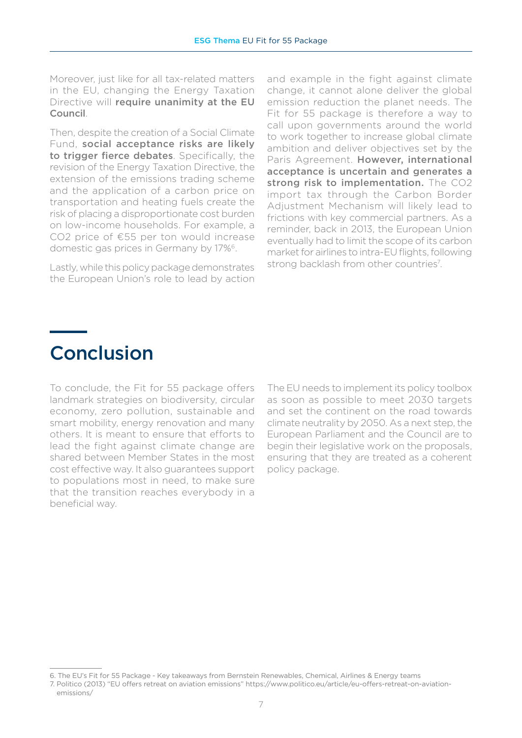Moreover, just like for all tax-related matters in the EU, changing the Energy Taxation Directive will **require unanimity at the EU Council**.

Then, despite the creation of a Social Climate Fund, **social acceptance risks are likely to trigger fierce debates**. Specifically, the revision of the Energy Taxation Directive, the extension of the emissions trading scheme and the application of a carbon price on transportation and heating fuels create the risk of placing a disproportionate cost burden on low-income households. For example, a CO2 price of €55 per ton would increase domestic gas prices in Germany by 17%[6].

Lastly, while this policy package demonstrates the European Union's role to lead by action and example in the fight against climate change, it cannot alone deliver the global emission reduction the planet needs. The Fit for 55 package is therefore a way to call upon governments around the world to work together to increase global climate ambition and deliver objectives set by the Paris Agreement. **However, international acceptance is uncertain and generates a strong risk to implementation.** The CO2 import tax through the Carbon Border Adjustment Mechanism will likely lead to frictions with key commercial partners. As a reminder, back in 2013, the European Union eventually had to limit the scope of its carbon market for airlines to intra-EU flights, following strong backlash from other countries[7].

# Conclusion

To conclude, the Fit for 55 package offers landmark strategies on biodiversity, circular economy, zero pollution, sustainable and smart mobility, energy renovation and many others. It is meant to ensure that efforts to lead the fight against climate change are shared between Member States in the most cost effective way. It also guarantees support to populations most in need, to make sure that the transition reaches everybody in a beneficial way.

The EU needs to implement its policy toolbox as soon as possible to meet 2030 targets and set the continent on the road towards climate neutrality by 2050. As a next step, the European Parliament and the Council are to begin their legislative work on the proposals, ensuring that they are treated as a coherent policy package.

---

6. The EU's Fit for 55 Package - Key takeaways from Bernstein Renewables, Chemical, Airlines & Energy teams
7. Politico (2013) "EU offers retreat on aviation emissions" https://www.politico.eu/article/eu-offers-retreat-on-aviation-emissions/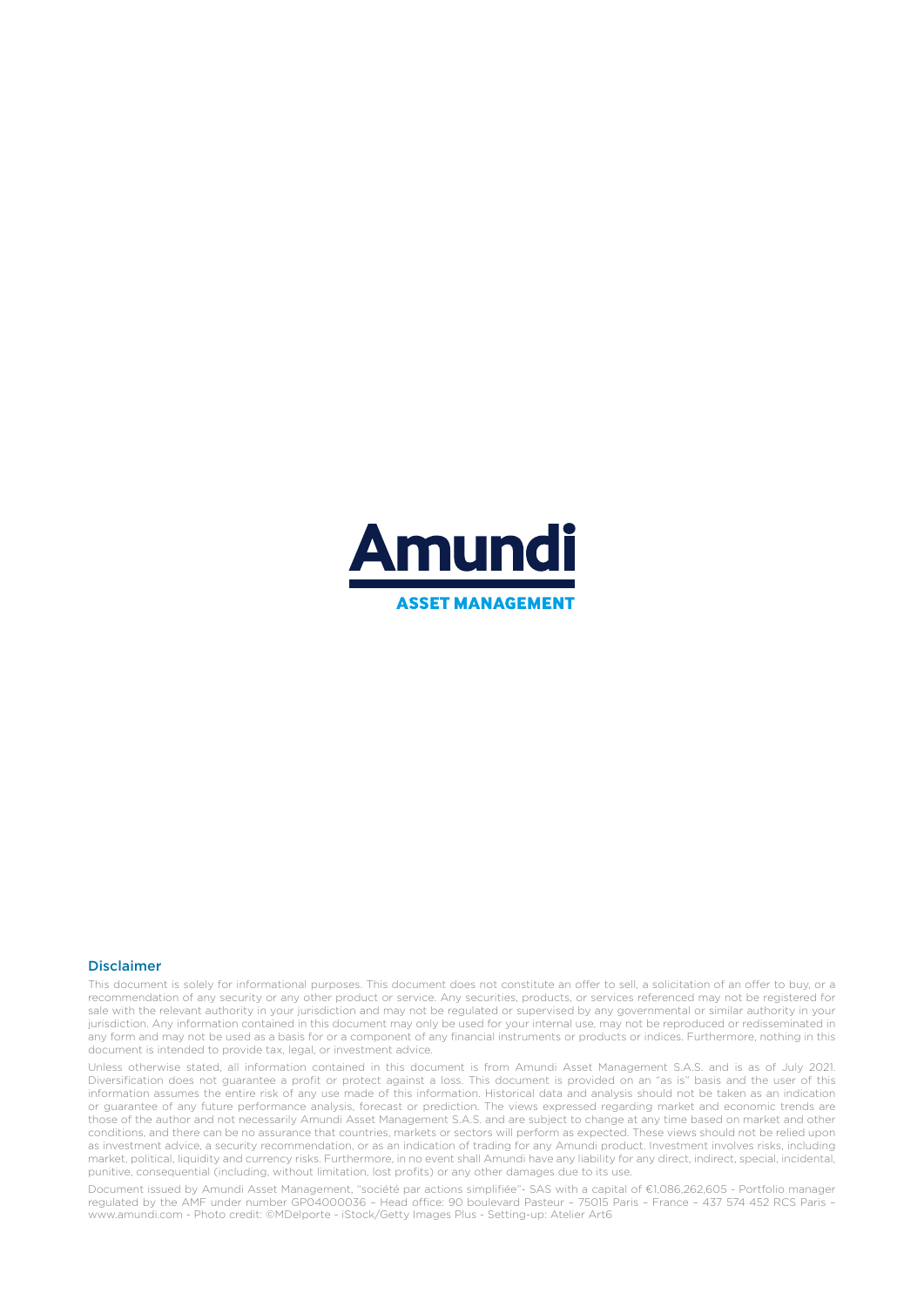Amundi

ASSET MANAGEMENT

## Disclaimer

This document is solely for informational purposes. This document does not constitute an offer to sell, a solicitation of an offer to buy, or a recommendation of any security or any other product or service. Any securities, products, or services referenced may not be registered for sale with the relevant authority in your jurisdiction and may not be regulated or supervised by any governmental or similar authority in your jurisdiction. Any information contained in this document may only be used for your internal use, may not be reproduced or redisseminated in any form and may not be used as a basis for or a component of any financial instruments or products or indices. Furthermore, nothing in this document is intended to provide tax, legal, or investment advice.

Unless otherwise stated, all information contained in this document is from Amundi Asset Management S.A.S. and is as of July 2021. Diversification does not guarantee a profit or protect against a loss. This document is provided on an "as is" basis and the user of this information assumes the entire risk of any use made of this information. Historical data and analysis should not be taken as an indication or guarantee of any future performance analysis, forecast or prediction. The views expressed regarding market and economic trends are those of the author and not necessarily Amundi Asset Management S.A.S. and are subject to change at any time based on market and other conditions, and there can be no assurance that countries, markets or sectors will perform as expected. These views should not be relied upon as investment advice, a security recommendation, or as an indication of trading for any Amundi product. Investment involves risks, including market, political, liquidity and currency risks. Furthermore, in no event shall Amundi have any liability for any direct, indirect, special, incidental, punitive, consequential (including, without limitation, lost profits) or any other damages due to its use.

Document issued by Amundi Asset Management, "société par actions simplifiée"- SAS with a capital of €1,086,262,605 - Portfolio manager regulated by the AMF under number GP04000036 – Head office: 90 boulevard Pasteur – 75015 Paris – France – 437 574 452 RCS Paris – www.amundi.com - Photo credit: ©MDelporte - iStock/Getty Images Plus - Setting-up: Atelier Art6